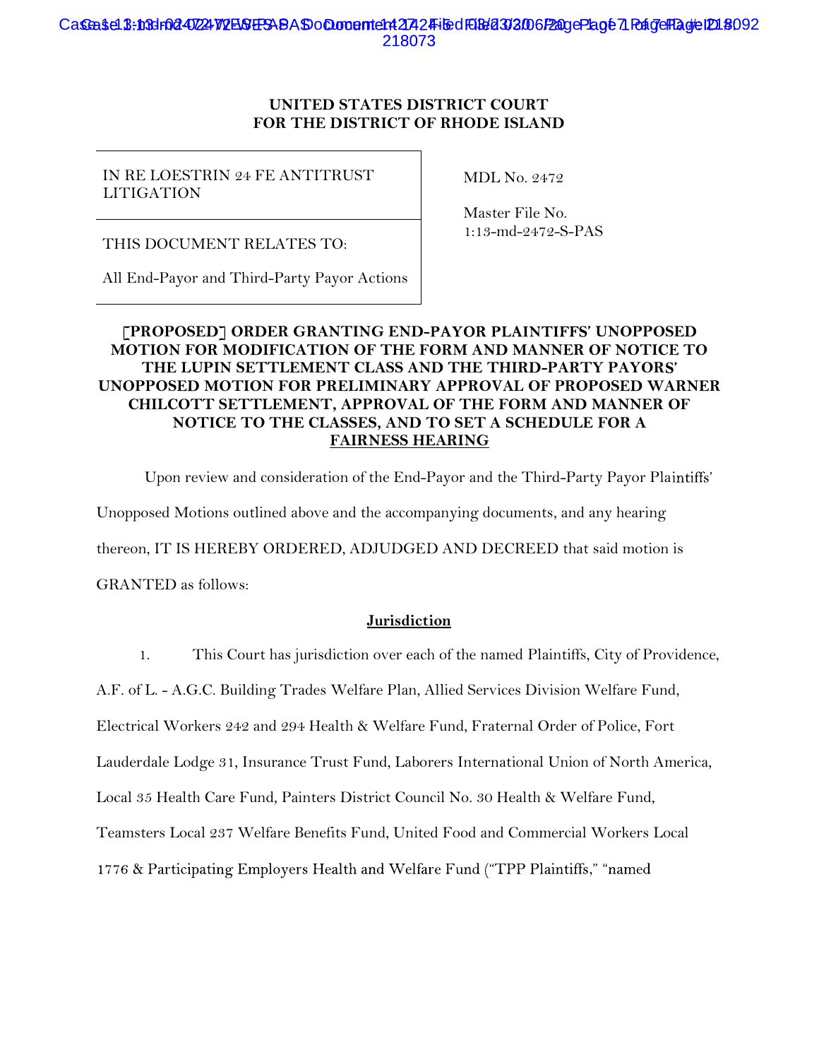UNITED STATES DISTRICT COURT
FOR THE DISTRICT OF RHODE ISLAND

| IN RE LOESTRIN 24 FE ANTITRUST LITIGATION | MDL No. 2472 |
|---|---|
| THIS DOCUMENT RELATES TO: All End-Payor and Third-Party Payor Actions | Master File No. 1:13-md-2472-S-PAS |

**[PROPOSED] ORDER GRANTING END-PAYOR PLAINTIFFS' UNOPPOSED MOTION FOR MODIFICATION OF THE FORM AND MANNER OF NOTICE TO THE LUPIN SETTLEMENT CLASS AND THE THIRD-PARTY PAYORS' UNOPPOSED MOTION FOR PRELIMINARY APPROVAL OF PROPOSED WARNER CHILCOTT SETTLEMENT, APPROVAL OF THE FORM AND MANNER OF NOTICE TO THE CLASSES, AND TO SET A SCHEDULE FOR A FAIRNESS HEARING**

Upon review and consideration of the End-Payor and the Third-Party Payor Plaintiffs' Unopposed Motions outlined above and the accompanying documents, and any hearing thereon, IT IS HEREBY ORDERED, ADJUDGED AND DECREED that said motion is GRANTED as follows:

**Jurisdiction**

1. This Court has jurisdiction over each of the named Plaintiffs, City of Providence, A.F. of L. - A.G.C. Building Trades Welfare Plan, Allied Services Division Welfare Fund, Electrical Workers 242 and 294 Health & Welfare Fund, Fraternal Order of Police, Fort Lauderdale Lodge 31, Insurance Trust Fund, Laborers International Union of North America, Local 35 Health Care Fund, Painters District Council No. 30 Health & Welfare Fund, Teamsters Local 237 Welfare Benefits Fund, United Food and Commercial Workers Local 1776 & Participating Employers Health and Welfare Fund ("TPP Plaintiffs," "named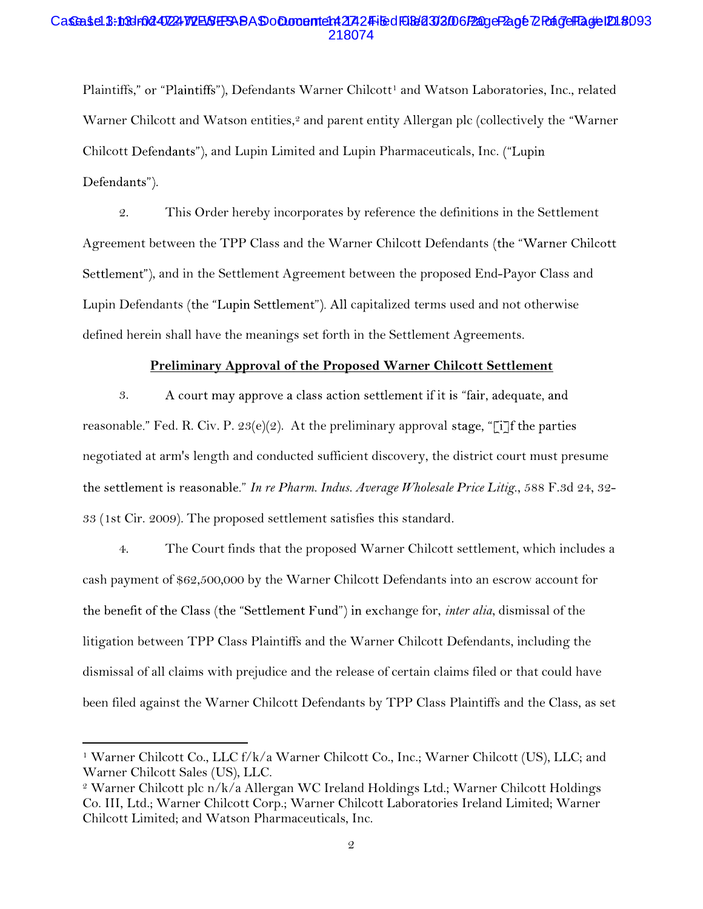Plaintiffs," or "Plaintiffs"), Defendants Warner Chilcott[1] and Watson Laboratories, Inc., related Warner Chilcott and Watson entities,[2] and parent entity Allergan plc (collectively the "Warner Chilcott Defendants"), and Lupin Limited and Lupin Pharmaceuticals, Inc. ("Lupin Defendants").

2. This Order hereby incorporates by reference the definitions in the Settlement Agreement between the TPP Class and the Warner Chilcott Defendants (the "Warner Chilcott Settlement"), and in the Settlement Agreement between the proposed End-Payor Class and Lupin Defendants (the "Lupin Settlement"). All capitalized terms used and not otherwise defined herein shall have the meanings set forth in the Settlement Agreements.

**Preliminary Approval of the Proposed Warner Chilcott Settlement**

3. A court may approve a class action settlement if it is "fair, adequate, and reasonable." Fed. R. Civ. P. 23(e)(2). At the preliminary approval stage, "[i]f the parties negotiated at arm's length and conducted sufficient discovery, the district court must presume the settlement is reasonable." *In re Pharm. Indus. Average Wholesale Price Litig.*, 588 F.3d 24, 32-33 (1st Cir. 2009). The proposed settlement satisfies this standard.

4. The Court finds that the proposed Warner Chilcott settlement, which includes a cash payment of $62,500,000 by the Warner Chilcott Defendants into an escrow account for the benefit of the Class (the "Settlement Fund") in exchange for, *inter alia*, dismissal of the litigation between TPP Class Plaintiffs and the Warner Chilcott Defendants, including the dismissal of all claims with prejudice and the release of certain claims filed or that could have been filed against the Warner Chilcott Defendants by TPP Class Plaintiffs and the Class, as set

[1] Warner Chilcott Co., LLC f/k/a Warner Chilcott Co., Inc.; Warner Chilcott (US), LLC; and Warner Chilcott Sales (US), LLC.

[2] Warner Chilcott plc n/k/a Allergan WC Ireland Holdings Ltd.; Warner Chilcott Holdings Co. III, Ltd.; Warner Chilcott Corp.; Warner Chilcott Laboratories Ireland Limited; Warner Chilcott Limited; and Watson Pharmaceuticals, Inc.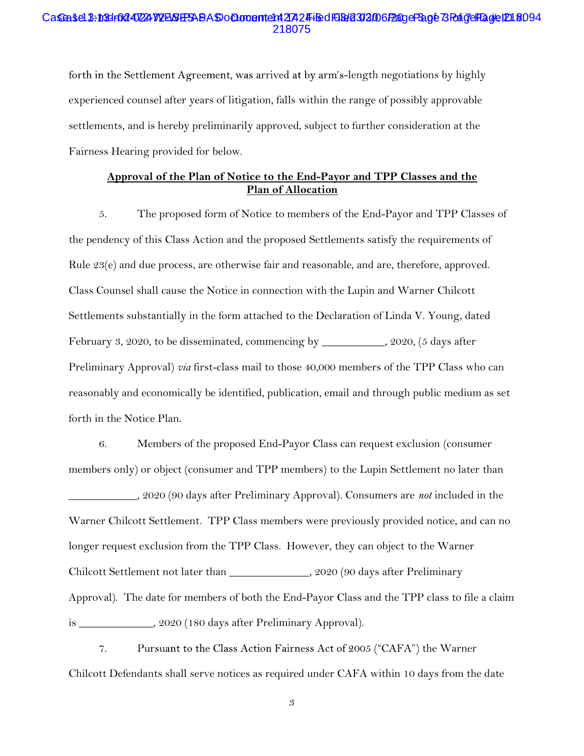forth in the Settlement Agreement, was arrived at by arm's-length negotiations by highly experienced counsel after years of litigation, falls within the range of possibly approvable settlements, and is hereby preliminarily approved, subject to further consideration at the Fairness Hearing provided for below.

**Approval of the Plan of Notice to the End-Payor and TPP Classes and the Plan of Allocation**

5. The proposed form of Notice to members of the End-Payor and TPP Classes of the pendency of this Class Action and the proposed Settlements satisfy the requirements of Rule 23(e) and due process, are otherwise fair and reasonable, and are, therefore, approved. Class Counsel shall cause the Notice in connection with the Lupin and Warner Chilcott Settlements substantially in the form attached to the Declaration of Linda V. Young, dated February 3, 2020, to be disseminated, commencing by __________, 2020, (5 days after Preliminary Approval) *via* first-class mail to those 40,000 members of the TPP Class who can reasonably and economically be identified, publication, email and through public medium as set forth in the Notice Plan.

6. Members of the proposed End-Payor Class can request exclusion (consumer members only) or object (consumer and TPP members) to the Lupin Settlement no later than ___________, 2020 (90 days after Preliminary Approval). Consumers are *not* included in the Warner Chilcott Settlement. TPP Class members were previously provided notice, and can no longer request exclusion from the TPP Class. However, they can object to the Warner Chilcott Settlement not later than _____________, 2020 (90 days after Preliminary Approval). The date for members of both the End-Payor Class and the TPP class to file a claim is ____________, 2020 (180 days after Preliminary Approval).

7. Pursuant to the Class Action Fairness Act of 2005 ("CAFA") the Warner Chilcott Defendants shall serve notices as required under CAFA within 10 days from the date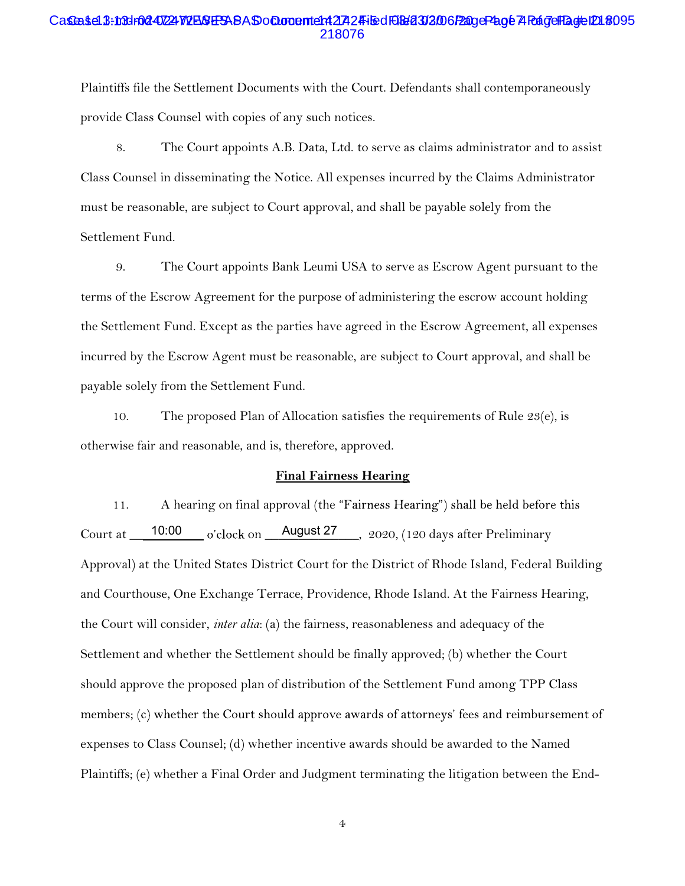Plaintiffs file the Settlement Documents with the Court. Defendants shall contemporaneously provide Class Counsel with copies of any such notices.

8. The Court appoints A.B. Data, Ltd. to serve as claims administrator and to assist Class Counsel in disseminating the Notice. All expenses incurred by the Claims Administrator must be reasonable, are subject to Court approval, and shall be payable solely from the Settlement Fund.

9. The Court appoints Bank Leumi USA to serve as Escrow Agent pursuant to the terms of the Escrow Agreement for the purpose of administering the escrow account holding the Settlement Fund. Except as the parties have agreed in the Escrow Agreement, all expenses incurred by the Escrow Agent must be reasonable, are subject to Court approval, and shall be payable solely from the Settlement Fund.

10. The proposed Plan of Allocation satisfies the requirements of Rule 23(e), is otherwise fair and reasonable, and is, therefore, approved.

**Final Fairness Hearing**

11. A hearing on final approval (the "Fairness Hearing") shall be held before this Court at 10:00 o'clock on August 27, 2020, (120 days after Preliminary Approval) at the United States District Court for the District of Rhode Island, Federal Building and Courthouse, One Exchange Terrace, Providence, Rhode Island. At the Fairness Hearing, the Court will consider, *inter alia*: (a) the fairness, reasonableness and adequacy of the Settlement and whether the Settlement should be finally approved; (b) whether the Court should approve the proposed plan of distribution of the Settlement Fund among TPP Class members; (c) whether the Court should approve awards of attorneys' fees and reimbursement of expenses to Class Counsel; (d) whether incentive awards should be awarded to the Named Plaintiffs; (e) whether a Final Order and Judgment terminating the litigation between the End-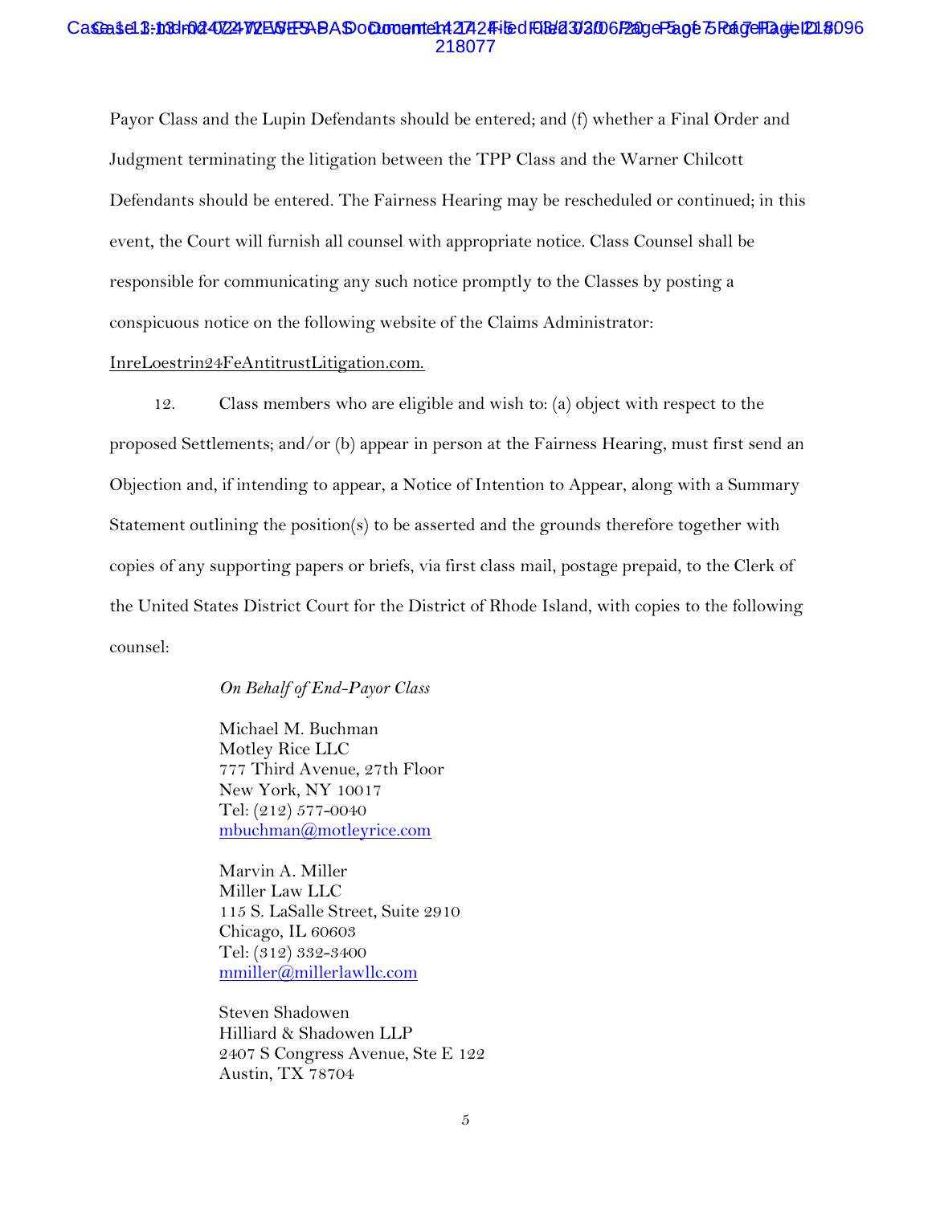Payor Class and the Lupin Defendants should be entered; and (f) whether a Final Order and Judgment terminating the litigation between the TPP Class and the Warner Chilcott Defendants should be entered. The Fairness Hearing may be rescheduled or continued; in this event, the Court will furnish all counsel with appropriate notice. Class Counsel shall be responsible for communicating any such notice promptly to the Classes by posting a conspicuous notice on the following website of the Claims Administrator: InreLoestrin24FeAntitrustLitigation.com.

12. Class members who are eligible and wish to: (a) object with respect to the proposed Settlements; and/or (b) appear in person at the Fairness Hearing, must first send an Objection and, if intending to appear, a Notice of Intention to Appear, along with a Summary Statement outlining the position(s) to be asserted and the grounds therefore together with copies of any supporting papers or briefs, via first class mail, postage prepaid, to the Clerk of the United States District Court for the District of Rhode Island, with copies to the following counsel:

*On Behalf of End-Payor Class*

Michael M. Buchman
Motley Rice LLC
777 Third Avenue, 27th Floor
New York, NY 10017
Tel: (212) 577-0040
mbuchman@motleyrice.com

Marvin A. Miller
Miller Law LLC
115 S. LaSalle Street, Suite 2910
Chicago, IL 60603
Tel: (312) 332-3400
mmiller@millerlawllc.com

Steven Shadowen
Hilliard & Shadowen LLP
2407 S Congress Avenue, Ste E 122
Austin, TX 78704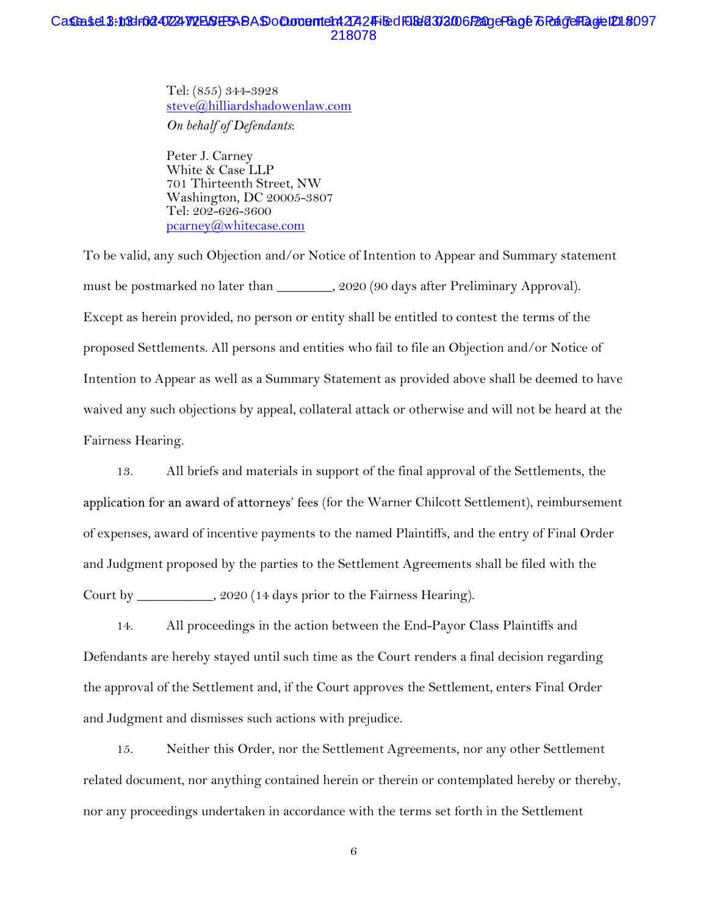Tel: (855) 344-3928
steve@hilliardshadowenlaw.com
*On behalf of Defendants*:

Peter J. Carney
White & Case LLP
701 Thirteenth Street, NW
Washington, DC 20005-3807
Tel: 202-626-3600
pcarney@whitecase.com

To be valid, any such Objection and/or Notice of Intention to Appear and Summary statement must be postmarked no later than ________, 2020 (90 days after Preliminary Approval). Except as herein provided, no person or entity shall be entitled to contest the terms of the proposed Settlements. All persons and entities who fail to file an Objection and/or Notice of Intention to Appear as well as a Summary Statement as provided above shall be deemed to have waived any such objections by appeal, collateral attack or otherwise and will not be heard at the Fairness Hearing.

13. All briefs and materials in support of the final approval of the Settlements, the application for an award of attorneys' fees (for the Warner Chilcott Settlement), reimbursement of expenses, award of incentive payments to the named Plaintiffs, and the entry of Final Order and Judgment proposed by the parties to the Settlement Agreements shall be filed with the Court by ___________, 2020 (14 days prior to the Fairness Hearing).

14. All proceedings in the action between the End-Payor Class Plaintiffs and Defendants are hereby stayed until such time as the Court renders a final decision regarding the approval of the Settlement and, if the Court approves the Settlement, enters Final Order and Judgment and dismisses such actions with prejudice.

15. Neither this Order, nor the Settlement Agreements, nor any other Settlement related document, nor anything contained herein or therein or contemplated hereby or thereby, nor any proceedings undertaken in accordance with the terms set forth in the Settlement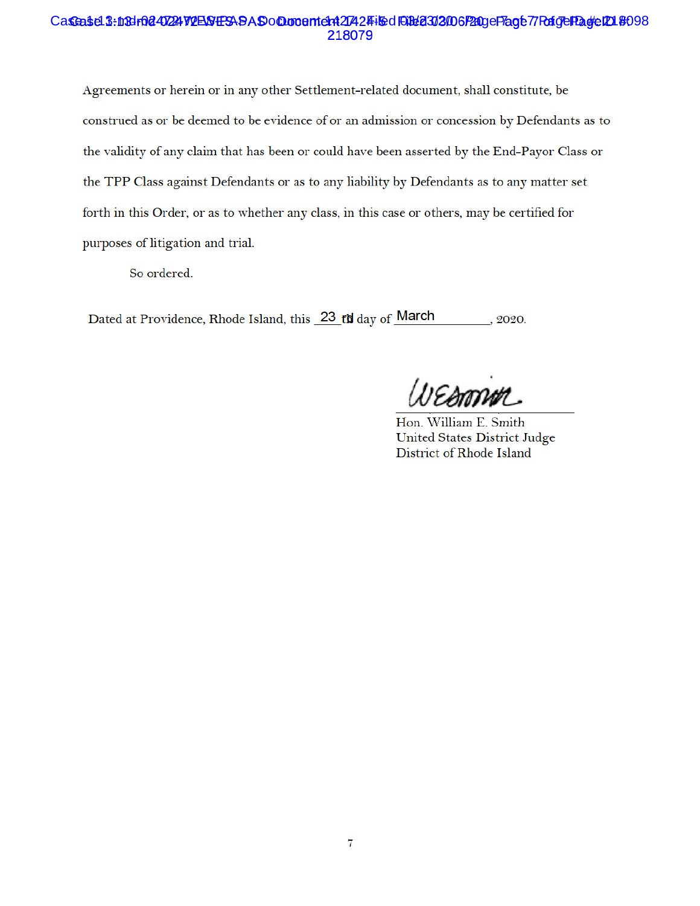Agreements or herein or in any other Settlement-related document, shall constitute, be construed as or be deemed to be evidence of or an admission or concession by Defendants as to the validity of any claim that has been or could have been asserted by the End-Payor Class or the TPP Class against Defendants or as to any liability by Defendants as to any matter set forth in this Order, or as to whether any class, in this case or others, may be certified for purposes of litigation and trial.

So ordered.

Dated at Providence, Rhode Island, this 23 rd day of March, 2020.

Hon. William E. Smith
United States District Judge
District of Rhode Island